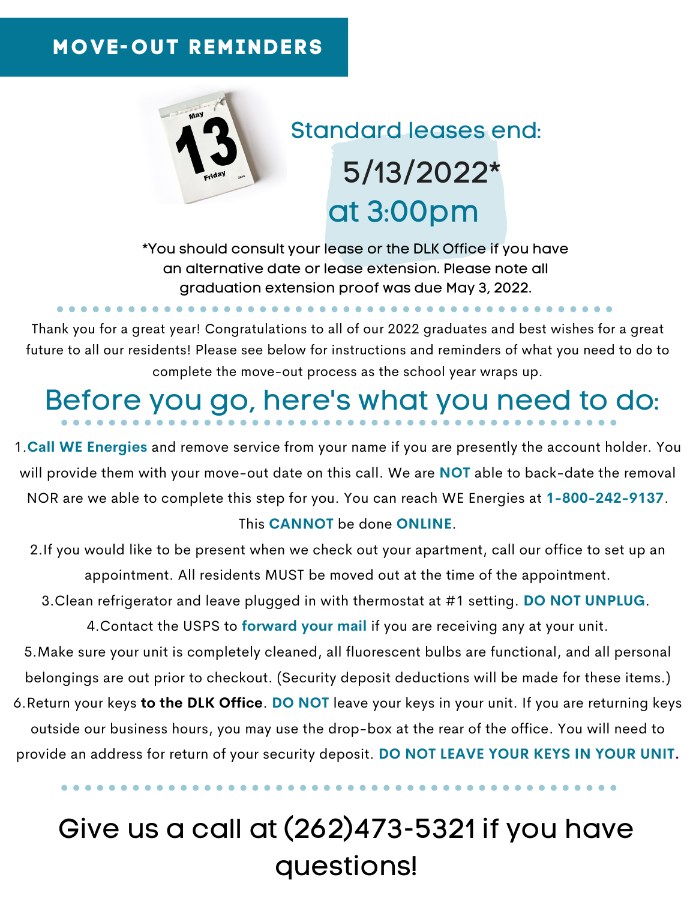# MOVE-OUT REMINDERS

## Standard leases end:

## 5/13/2022*
## at 3:00pm

*You should consult your lease or the DLK Office if you have an alternative date or lease extension. Please note all graduation extension proof was due May 3, 2022.

Thank you for a great year! Congratulations to all of our 2022 graduates and best wishes for a great future to all our residents! Please see below for instructions and reminders of what you need to do to complete the move-out process as the school year wraps up.

## Before you go, here's what you need to do:

1. **Call WE Energies** and remove service from your name if you are presently the account holder. You will provide them with your move-out date on this call. We are **NOT** able to back-date the removal NOR are we able to complete this step for you. You can reach WE Energies at **1-800-242-9137**. This **CANNOT** be done **ONLINE**.
2. If you would like to be present when we check out your apartment, call our office to set up an appointment. All residents MUST be moved out at the time of the appointment.
3. Clean refrigerator and leave plugged in with thermostat at #1 setting. **DO NOT UNPLUG**.
4. Contact the USPS to **forward your mail** if you are receiving any at your unit.
5. Make sure your unit is completely cleaned, all fluorescent bulbs are functional, and all personal belongings are out prior to checkout. (Security deposit deductions will be made for these items.)
6. Return your keys **to the DLK Office**. **DO NOT** leave your keys in your unit. If you are returning keys outside our business hours, you may use the drop-box at the rear of the office. You will need to provide an address for return of your security deposit. **DO NOT LEAVE YOUR KEYS IN YOUR UNIT.**

## Give us a call at (262)473-5321 if you have questions!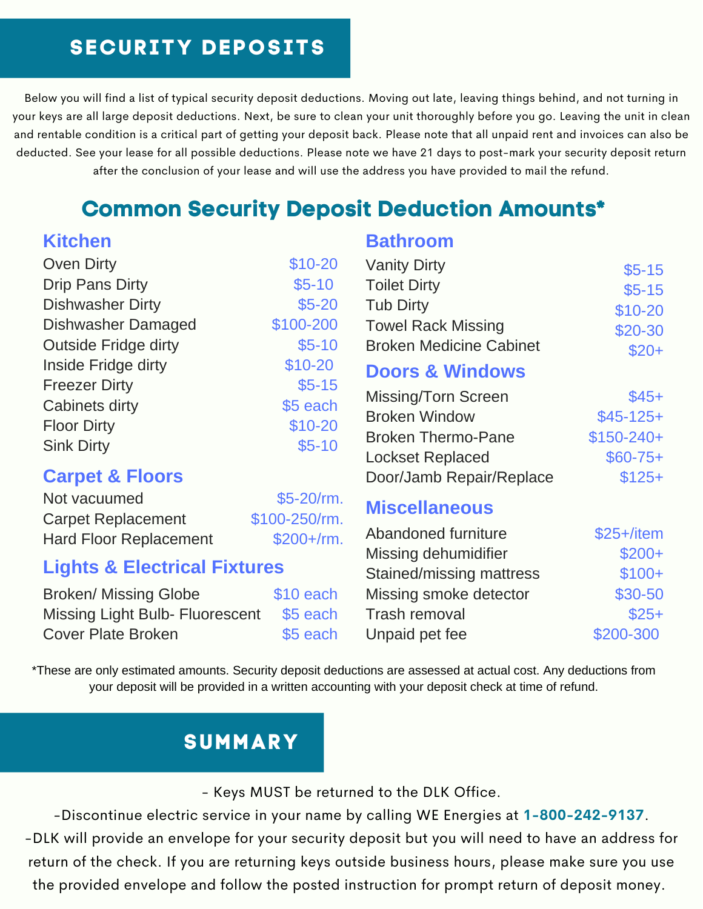# SECURITY DEPOSITS

Below you will find a list of typical security deposit deductions. Moving out late, leaving things behind, and not turning in your keys are all large deposit deductions. Next, be sure to clean your unit thoroughly before you go. Leaving the unit in clean and rentable condition is a critical part of getting your deposit back. Please note that all unpaid rent and invoices can also be deducted. See your lease for all possible deductions. Please note we have 21 days to post-mark your security deposit return after the conclusion of your lease and will use the address you have provided to mail the refund.

## Common Security Deposit Deduction Amounts*

### Kitchen

| | |
|---|---|
| Oven Dirty | $10-20 |
| Drip Pans Dirty | $5-10 |
| Dishwasher Dirty | $5-20 |
| Dishwasher Damaged | $100-200 |
| Outside Fridge dirty | $5-10 |
| Inside Fridge dirty | $10-20 |
| Freezer Dirty | $5-15 |
| Cabinets dirty | $5 each |
| Floor Dirty | $10-20 |
| Sink Dirty | $5-10 |

### Carpet & Floors

| | |
|---|---|
| Not vacuumed | $5-20/rm. |
| Carpet Replacement | $100-250/rm. |
| Hard Floor Replacement | $200+/rm. |

### Lights & Electrical Fixtures

| | |
|---|---|
| Broken/ Missing Globe | $10 each |
| Missing Light Bulb- Fluorescent | $5 each |
| Cover Plate Broken | $5 each |

### Bathroom

| | |
|---|---|
| Vanity Dirty | $5-15 |
| Toilet Dirty | $5-15 |
| Tub Dirty | $10-20 |
| Towel Rack Missing | $20-30 |
| Broken Medicine Cabinet | $20+ |

### Doors & Windows

| | |
|---|---|
| Missing/Torn Screen | $45+ |
| Broken Window | $45-125+ |
| Broken Thermo-Pane | $150-240+ |
| Lockset Replaced | $60-75+ |
| Door/Jamb Repair/Replace | $125+ |

### Miscellaneous

| | |
|---|---|
| Abandoned furniture | $25+/item |
| Missing dehumidifier | $200+ |
| Stained/missing mattress | $100+ |
| Missing smoke detector | $30-50 |
| Trash removal | $25+ |
| Unpaid pet fee | $200-300 |

*These are only estimated amounts. Security deposit deductions are assessed at actual cost. Any deductions from your deposit will be provided in a written accounting with your deposit check at time of refund.

# SUMMARY

- Keys MUST be returned to the DLK Office.
- Discontinue electric service in your name by calling WE Energies at **1-800-242-9137**.
- DLK will provide an envelope for your security deposit but you will need to have an address for return of the check. If you are returning keys outside business hours, please make sure you use the provided envelope and follow the posted instruction for prompt return of deposit money.